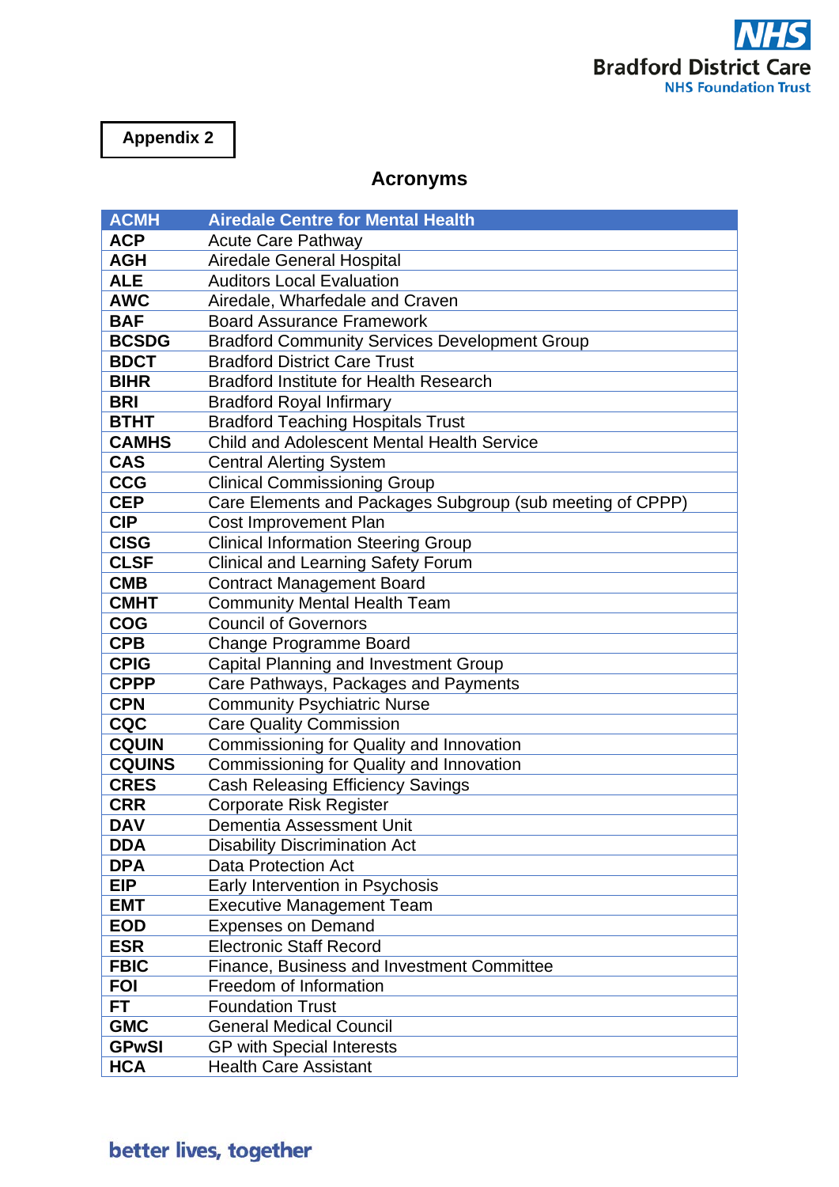Appendix 2

## Acronyms

| ACMH | Airedale Centre for Mental Health |
|---|---|
| **ACP** | Acute Care Pathway |
| **AGH** | Airedale General Hospital |
| **ALE** | Auditors Local Evaluation |
| **AWC** | Airedale, Wharfedale and Craven |
| **BAF** | Board Assurance Framework |
| **BCSDG** | Bradford Community Services Development Group |
| **BDCT** | Bradford District Care Trust |
| **BIHR** | Bradford Institute for Health Research |
| **BRI** | Bradford Royal Infirmary |
| **BTHT** | Bradford Teaching Hospitals Trust |
| **CAMHS** | Child and Adolescent Mental Health Service |
| **CAS** | Central Alerting System |
| **CCG** | Clinical Commissioning Group |
| **CEP** | Care Elements and Packages Subgroup (sub meeting of CPPP) |
| **CIP** | Cost Improvement Plan |
| **CISG** | Clinical Information Steering Group |
| **CLSF** | Clinical and Learning Safety Forum |
| **CMB** | Contract Management Board |
| **CMHT** | Community Mental Health Team |
| **COG** | Council of Governors |
| **CPB** | Change Programme Board |
| **CPIG** | Capital Planning and Investment Group |
| **CPPP** | Care Pathways, Packages and Payments |
| **CPN** | Community Psychiatric Nurse |
| **CQC** | Care Quality Commission |
| **CQUIN** | Commissioning for Quality and Innovation |
| **CQUINS** | Commissioning for Quality and Innovation |
| **CRES** | Cash Releasing Efficiency Savings |
| **CRR** | Corporate Risk Register |
| **DAV** | Dementia Assessment Unit |
| **DDA** | Disability Discrimination Act |
| **DPA** | Data Protection Act |
| **EIP** | Early Intervention in Psychosis |
| **EMT** | Executive Management Team |
| **EOD** | Expenses on Demand |
| **ESR** | Electronic Staff Record |
| **FBIC** | Finance, Business and Investment Committee |
| **FOI** | Freedom of Information |
| **FT** | Foundation Trust |
| **GMC** | General Medical Council |
| **GPwSI** | GP with Special Interests |
| **HCA** | Health Care Assistant |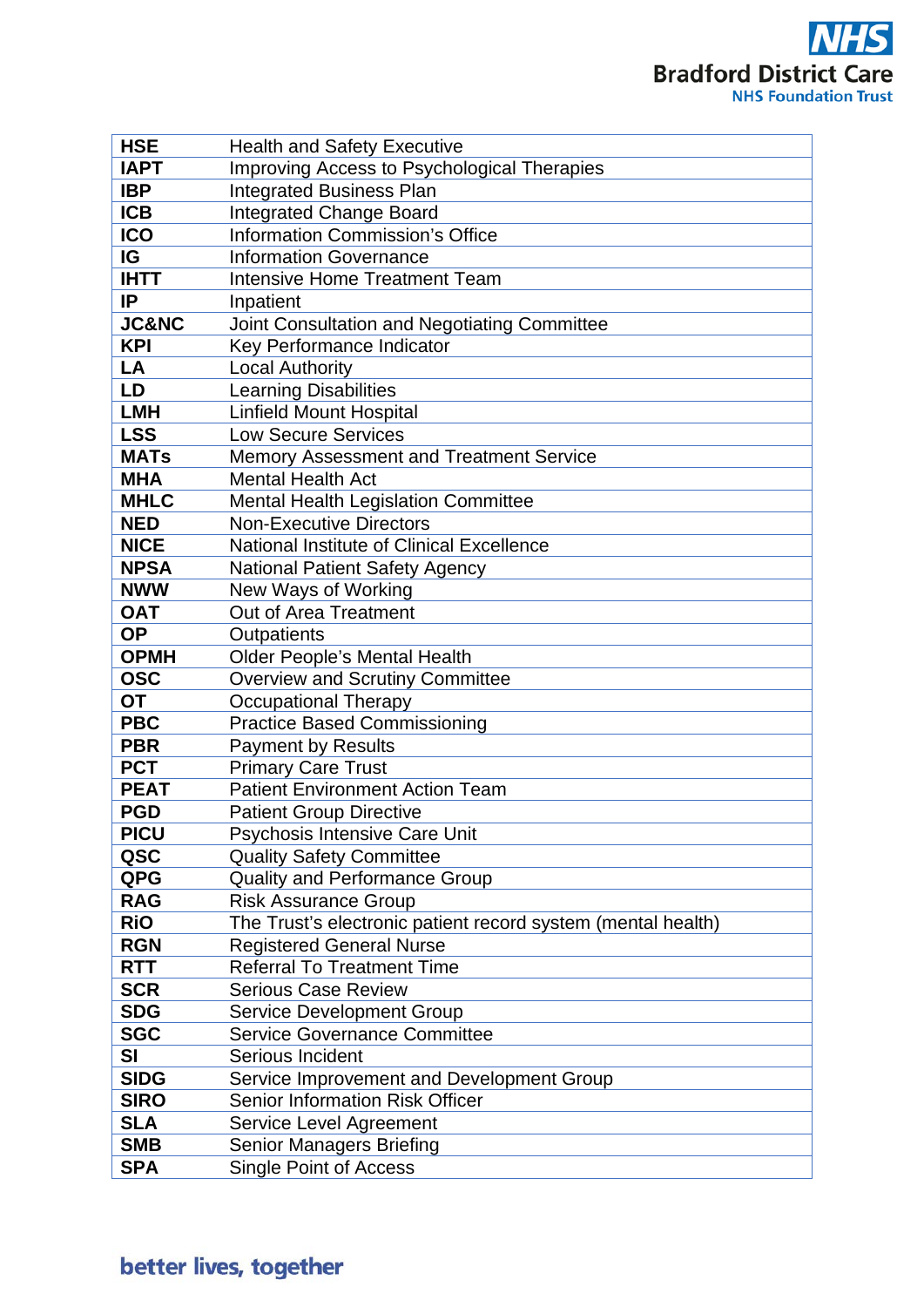| | |
|---|---|
| **HSE** | Health and Safety Executive |
| **IAPT** | Improving Access to Psychological Therapies |
| **IBP** | Integrated Business Plan |
| **ICB** | Integrated Change Board |
| **ICO** | Information Commission's Office |
| **IG** | Information Governance |
| **IHTT** | Intensive Home Treatment Team |
| **IP** | Inpatient |
| **JC&NC** | Joint Consultation and Negotiating Committee |
| **KPI** | Key Performance Indicator |
| **LA** | Local Authority |
| **LD** | Learning Disabilities |
| **LMH** | Linfield Mount Hospital |
| **LSS** | Low Secure Services |
| **MATs** | Memory Assessment and Treatment Service |
| **MHA** | Mental Health Act |
| **MHLC** | Mental Health Legislation Committee |
| **NED** | Non-Executive Directors |
| **NICE** | National Institute of Clinical Excellence |
| **NPSA** | National Patient Safety Agency |
| **NWW** | New Ways of Working |
| **OAT** | Out of Area Treatment |
| **OP** | Outpatients |
| **OPMH** | Older People's Mental Health |
| **OSC** | Overview and Scrutiny Committee |
| **OT** | Occupational Therapy |
| **PBC** | Practice Based Commissioning |
| **PBR** | Payment by Results |
| **PCT** | Primary Care Trust |
| **PEAT** | Patient Environment Action Team |
| **PGD** | Patient Group Directive |
| **PICU** | Psychosis Intensive Care Unit |
| **QSC** | Quality Safety Committee |
| **QPG** | Quality and Performance Group |
| **RAG** | Risk Assurance Group |
| **RiO** | The Trust's electronic patient record system (mental health) |
| **RGN** | Registered General Nurse |
| **RTT** | Referral To Treatment Time |
| **SCR** | Serious Case Review |
| **SDG** | Service Development Group |
| **SGC** | Service Governance Committee |
| **SI** | Serious Incident |
| **SIDG** | Service Improvement and Development Group |
| **SIRO** | Senior Information Risk Officer |
| **SLA** | Service Level Agreement |
| **SMB** | Senior Managers Briefing |
| **SPA** | Single Point of Access |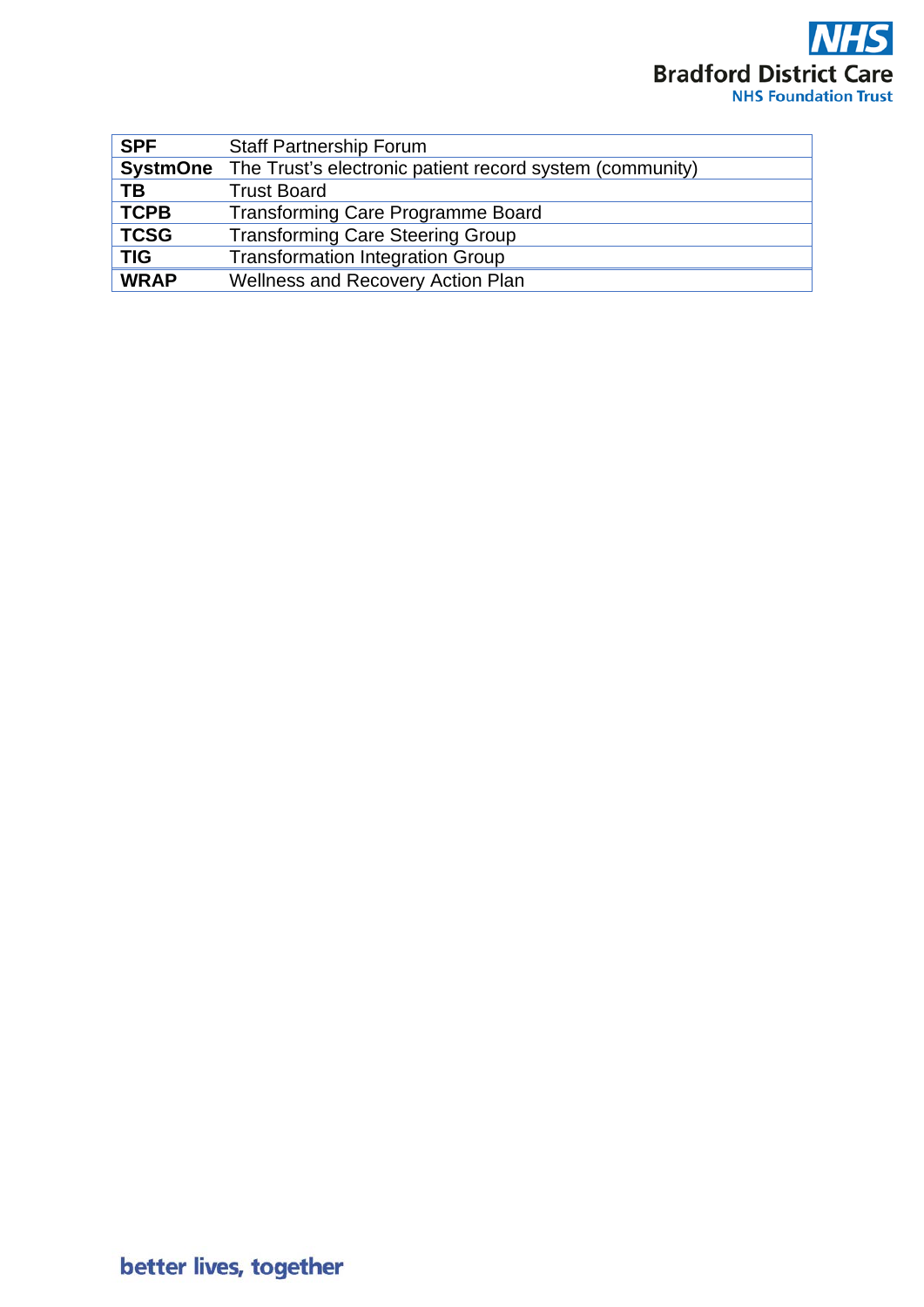| | |
|---|---|
| **SPF** | Staff Partnership Forum |
| **SystmOne** | The Trust's electronic patient record system (community) |
| **TB** | Trust Board |
| **TCPB** | Transforming Care Programme Board |
| **TCSG** | Transforming Care Steering Group |
| **TIG** | Transformation Integration Group |
| **WRAP** | Wellness and Recovery Action Plan |